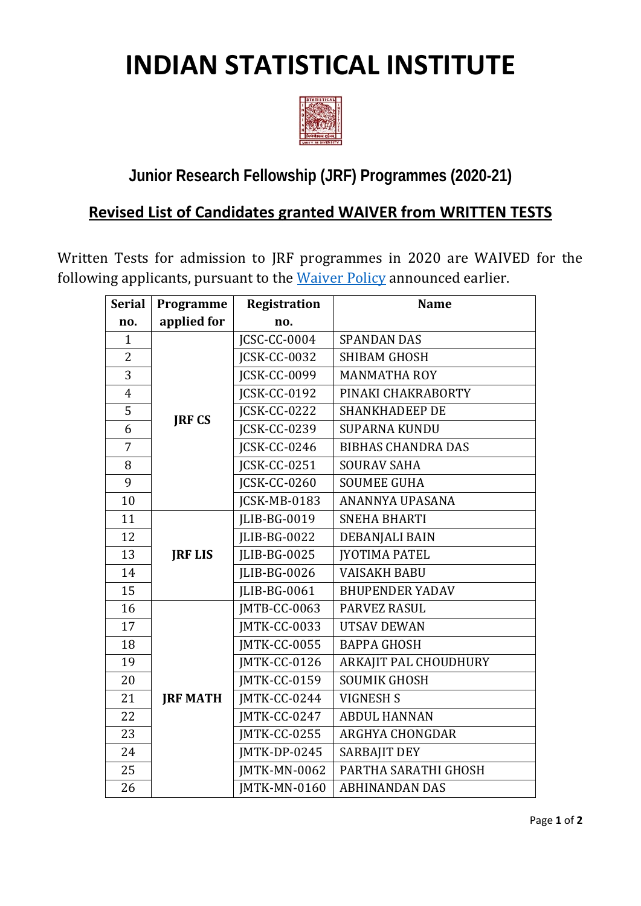# INDIAN STATISTICAL INSTITUTE

## Junior Research Fellowship (JRF) Programmes (2020-21)

### Revised List of Candidates granted WAIVER from WRITTEN TESTS

Written Tests for admission to JRF programmes in 2020 are WAIVED for the following applicants, pursuant to the Waiver Policy announced earlier.

| Serial no. | Programme applied for | Registration no. | Name |
|---|---|---|---|
| 1 | JRF CS | JCSC-CC-0004 | SPANDAN DAS |
| 2 | | JCSK-CC-0032 | SHIBAM GHOSH |
| 3 | | JCSK-CC-0099 | MANMATHA ROY |
| 4 | | JCSK-CC-0192 | PINAKI CHAKRABORTY |
| 5 | | JCSK-CC-0222 | SHANKHADEEP DE |
| 6 | | JCSK-CC-0239 | SUPARNA KUNDU |
| 7 | | JCSK-CC-0246 | BIBHAS CHANDRA DAS |
| 8 | | JCSK-CC-0251 | SOURAV SAHA |
| 9 | | JCSK-CC-0260 | SOUMEE GUHA |
| 10 | | JCSK-MB-0183 | ANANNYA UPASANA |
| 11 | JRF LIS | JLIB-BG-0019 | SNEHA BHARTI |
| 12 | | JLIB-BG-0022 | DEBANJALI BAIN |
| 13 | | JLIB-BG-0025 | JYOTIMA PATEL |
| 14 | | JLIB-BG-0026 | VAISAKH BABU |
| 15 | | JLIB-BG-0061 | BHUPENDER YADAV |
| 16 | JRF MATH | JMTB-CC-0063 | PARVEZ RASUL |
| 17 | | JMTK-CC-0033 | UTSAV DEWAN |
| 18 | | JMTK-CC-0055 | BAPPA GHOSH |
| 19 | | JMTK-CC-0126 | ARKAJIT PAL CHOUDHURY |
| 20 | | JMTK-CC-0159 | SOUMIK GHOSH |
| 21 | | JMTK-CC-0244 | VIGNESH S |
| 22 | | JMTK-CC-0247 | ABDUL HANNAN |
| 23 | | JMTK-CC-0255 | ARGHYA CHONGDAR |
| 24 | | JMTK-DP-0245 | SARBAJIT DEY |
| 25 | | JMTK-MN-0062 | PARTHA SARATHI GHOSH |
| 26 | | JMTK-MN-0160 | ABHINANDAN DAS |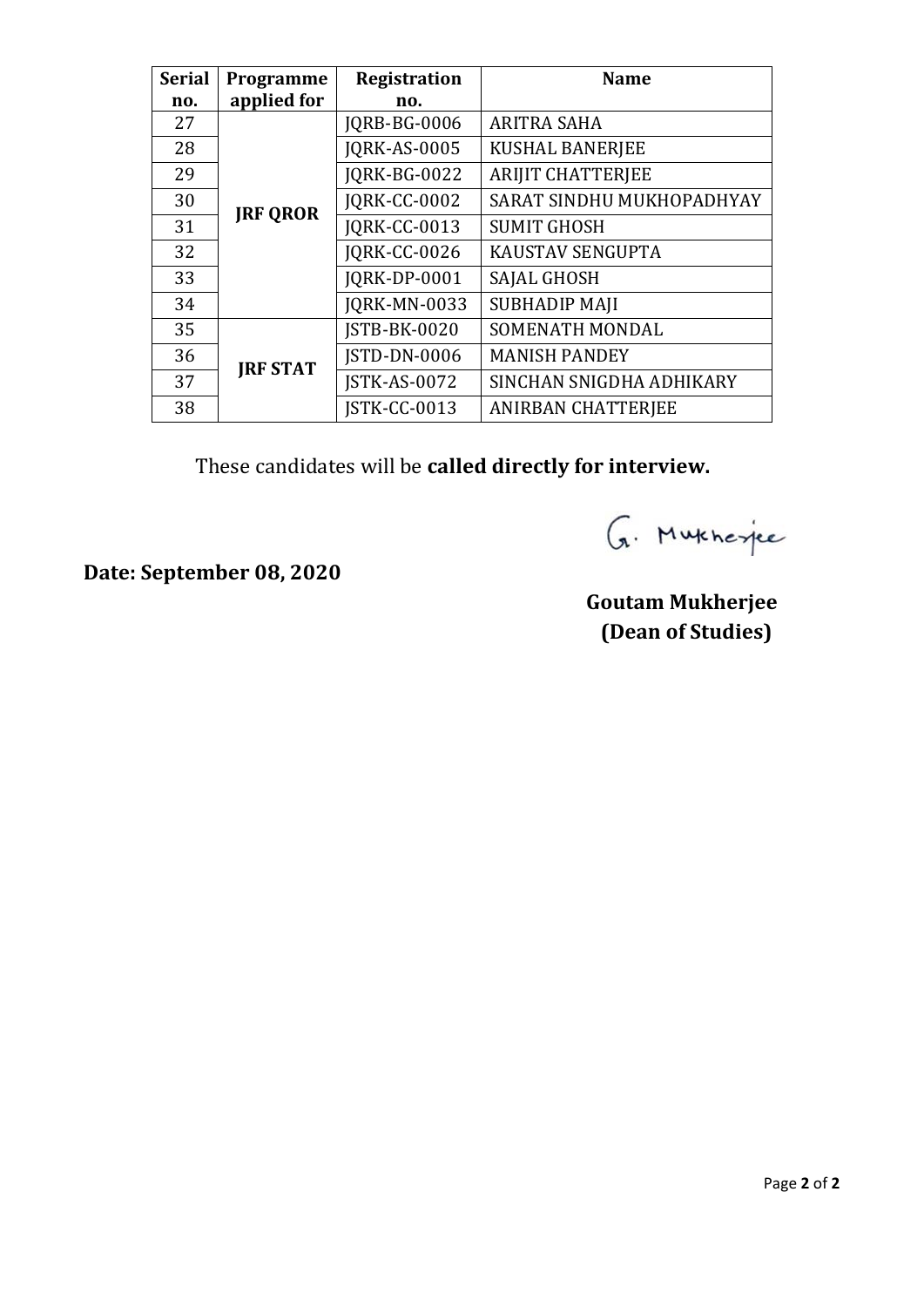| Serial no. | Programme applied for | Registration no. | Name |
|---|---|---|---|
| 27 | JRF QROR | JQRB-BG-0006 | ARITRA SAHA |
| 28 | | JQRK-AS-0005 | KUSHAL BANERJEE |
| 29 | | JQRK-BG-0022 | ARIJIT CHATTERJEE |
| 30 | | JQRK-CC-0002 | SARAT SINDHU MUKHOPADHYAY |
| 31 | | JQRK-CC-0013 | SUMIT GHOSH |
| 32 | | JQRK-CC-0026 | KAUSTAV SENGUPTA |
| 33 | | JQRK-DP-0001 | SAJAL GHOSH |
| 34 | | JQRK-MN-0033 | SUBHADIP MAJI |
| 35 | JRF STAT | JSTB-BK-0020 | SOMENATH MONDAL |
| 36 | | JSTD-DN-0006 | MANISH PANDEY |
| 37 | | JSTK-AS-0072 | SINCHAN SNIGDHA ADHIKARY |
| 38 | | JSTK-CC-0013 | ANIRBAN CHATTERJEE |

These candidates will be **called directly for interview.**

**Date: September 08, 2020**

G. Mukherjee

**Goutam Mukherjee**
**(Dean of Studies)**